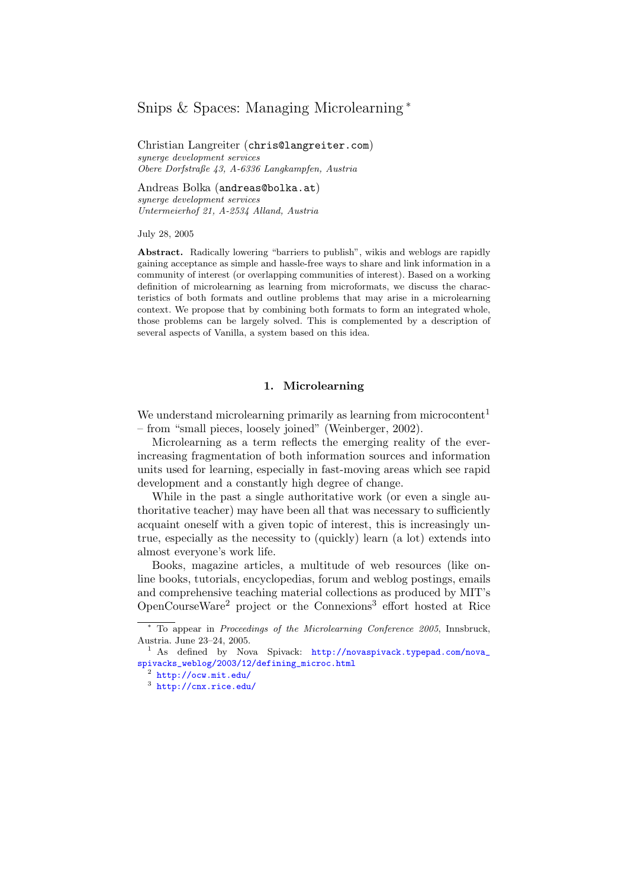# Snips & Spaces: Managing Microlearning [*]

Christian Langreiter (chris@langreiter.com)
*synerge development services*
*Obere Dorfstraße 43, A-6336 Langkampfen, Austria*

Andreas Bolka (andreas@bolka.at)
*synerge development services*
*Untermeierhof 21, A-2534 Alland, Austria*

July 28, 2005

**Abstract.** Radically lowering "barriers to publish", wikis and weblogs are rapidly gaining acceptance as simple and hassle-free ways to share and link information in a community of interest (or overlapping communities of interest). Based on a working definition of microlearning as learning from microformats, we discuss the characteristics of both formats and outline problems that may arise in a microlearning context. We propose that by combining both formats to form an integrated whole, those problems can be largely solved. This is complemented by a description of several aspects of Vanilla, a system based on this idea.

## 1. Microlearning

We understand microlearning primarily as learning from microcontent[1] – from "small pieces, loosely joined" (Weinberger, 2002).

Microlearning as a term reflects the emerging reality of the ever-increasing fragmentation of both information sources and information units used for learning, especially in fast-moving areas which see rapid development and a constantly high degree of change.

While in the past a single authoritative work (or even a single authoritative teacher) may have been all that was necessary to sufficiently acquaint oneself with a given topic of interest, this is increasingly untrue, especially as the necessity to (quickly) learn (a lot) extends into almost everyone's work life.

Books, magazine articles, a multitude of web resources (like online books, tutorials, encyclopedias, forum and weblog postings, emails and comprehensive teaching material collections as produced by MIT's OpenCourseWare[2] project or the Connexions[3] effort hosted at Rice

---

[*] To appear in *Proceedings of the Microlearning Conference 2005*, Innsbruck, Austria. June 23–24, 2005.

[1] As defined by Nova Spivack: http://novaspivack.typepad.com/nova_spivacks_weblog/2003/12/defining_microc.html

[2] http://ocw.mit.edu/

[3] http://cnx.rice.edu/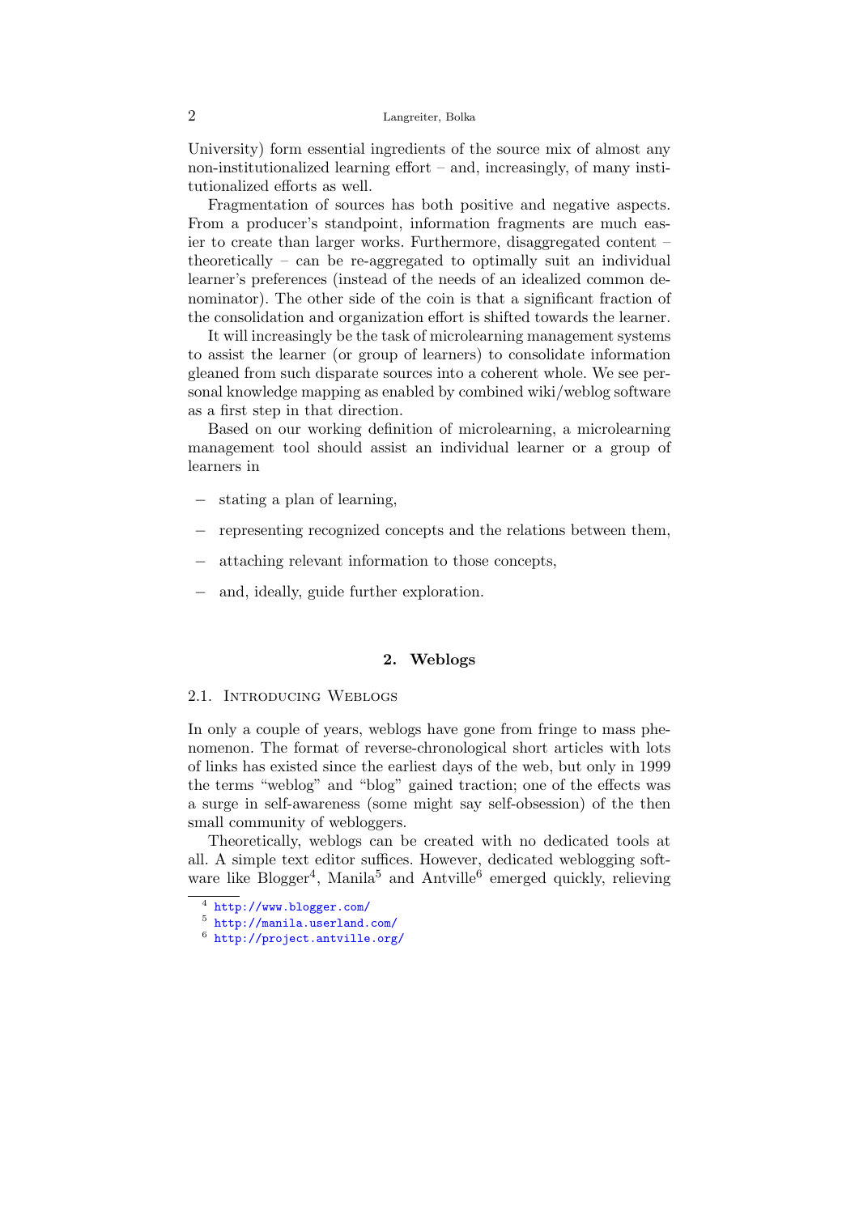University) form essential ingredients of the source mix of almost any non-institutionalized learning effort – and, increasingly, of many institutionalized efforts as well.

Fragmentation of sources has both positive and negative aspects. From a producer's standpoint, information fragments are much easier to create than larger works. Furthermore, disaggregated content – theoretically – can be re-aggregated to optimally suit an individual learner's preferences (instead of the needs of an idealized common denominator). The other side of the coin is that a significant fraction of the consolidation and organization effort is shifted towards the learner.

It will increasingly be the task of microlearning management systems to assist the learner (or group of learners) to consolidate information gleaned from such disparate sources into a coherent whole. We see personal knowledge mapping as enabled by combined wiki/weblog software as a first step in that direction.

Based on our working definition of microlearning, a microlearning management tool should assist an individual learner or a group of learners in

- stating a plan of learning,
- representing recognized concepts and the relations between them,
- attaching relevant information to those concepts,
- and, ideally, guide further exploration.

## 2. Weblogs

### 2.1. Introducing Weblogs

In only a couple of years, weblogs have gone from fringe to mass phenomenon. The format of reverse-chronological short articles with lots of links has existed since the earliest days of the web, but only in 1999 the terms "weblog" and "blog" gained traction; one of the effects was a surge in self-awareness (some might say self-obsession) of the then small community of webloggers.

Theoretically, weblogs can be created with no dedicated tools at all. A simple text editor suffices. However, dedicated weblogging software like Blogger[4], Manila[5] and Antville[6] emerged quickly, relieving

[4] http://www.blogger.com/
[5] http://manila.userland.com/
[6] http://project.antville.org/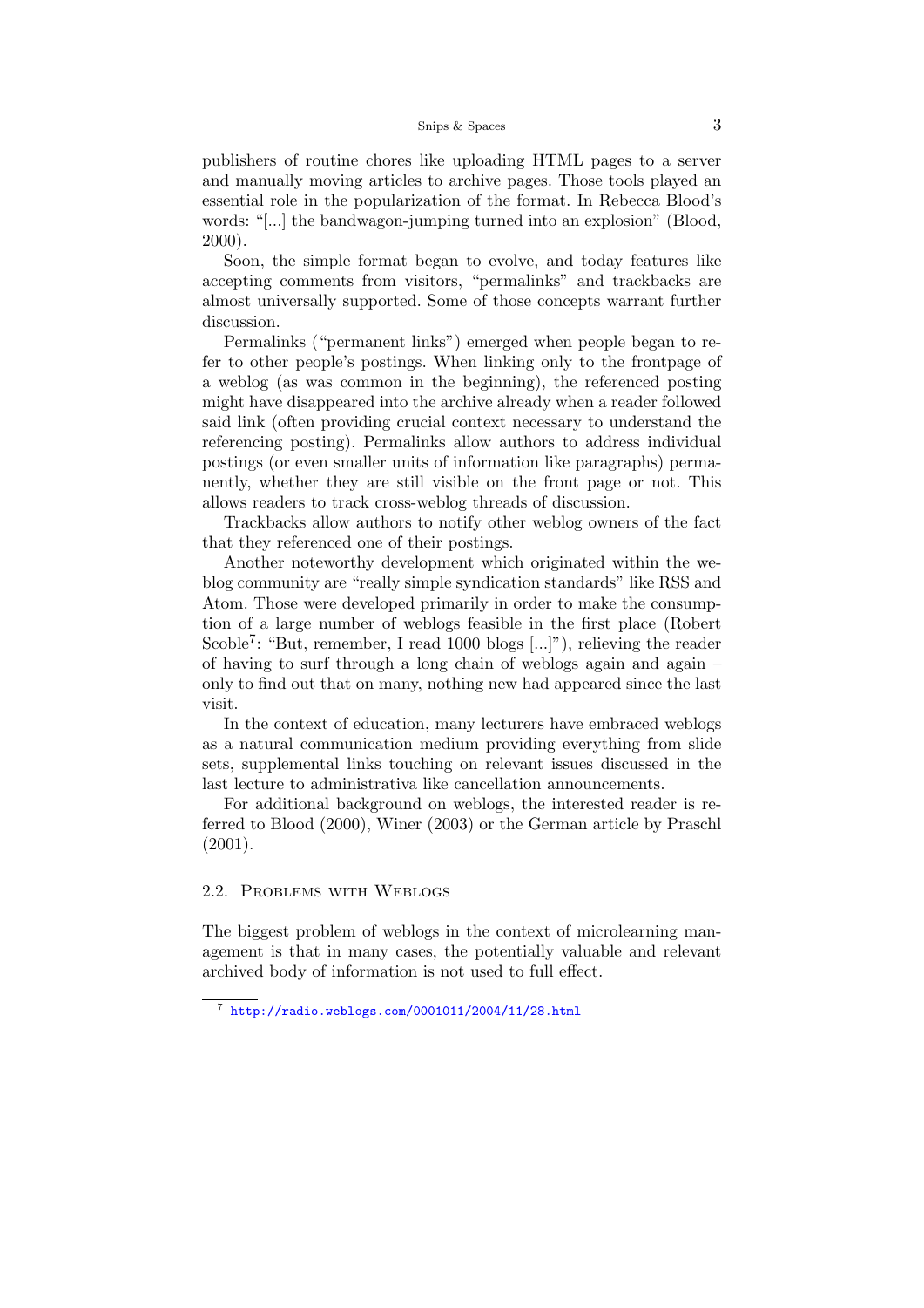publishers of routine chores like uploading HTML pages to a server and manually moving articles to archive pages. Those tools played an essential role in the popularization of the format. In Rebecca Blood's words: "[...] the bandwagon-jumping turned into an explosion" (Blood, 2000).

Soon, the simple format began to evolve, and today features like accepting comments from visitors, "permalinks" and trackbacks are almost universally supported. Some of those concepts warrant further discussion.

Permalinks ("permanent links") emerged when people began to refer to other people's postings. When linking only to the frontpage of a weblog (as was common in the beginning), the referenced posting might have disappeared into the archive already when a reader followed said link (often providing crucial context necessary to understand the referencing posting). Permalinks allow authors to address individual postings (or even smaller units of information like paragraphs) permanently, whether they are still visible on the front page or not. This allows readers to track cross-weblog threads of discussion.

Trackbacks allow authors to notify other weblog owners of the fact that they referenced one of their postings.

Another noteworthy development which originated within the weblog community are "really simple syndication standards" like RSS and Atom. Those were developed primarily in order to make the consumption of a large number of weblogs feasible in the first place (Robert Scoble[7]: "But, remember, I read 1000 blogs [...]"), relieving the reader of having to surf through a long chain of weblogs again and again – only to find out that on many, nothing new had appeared since the last visit.

In the context of education, many lecturers have embraced weblogs as a natural communication medium providing everything from slide sets, supplemental links touching on relevant issues discussed in the last lecture to administrativa like cancellation announcements.

For additional background on weblogs, the interested reader is referred to Blood (2000), Winer (2003) or the German article by Praschl (2001).

### 2.2. Problems with Weblogs

The biggest problem of weblogs in the context of microlearning management is that in many cases, the potentially valuable and relevant archived body of information is not used to full effect.

---

[7] http://radio.weblogs.com/0001011/2004/11/28.html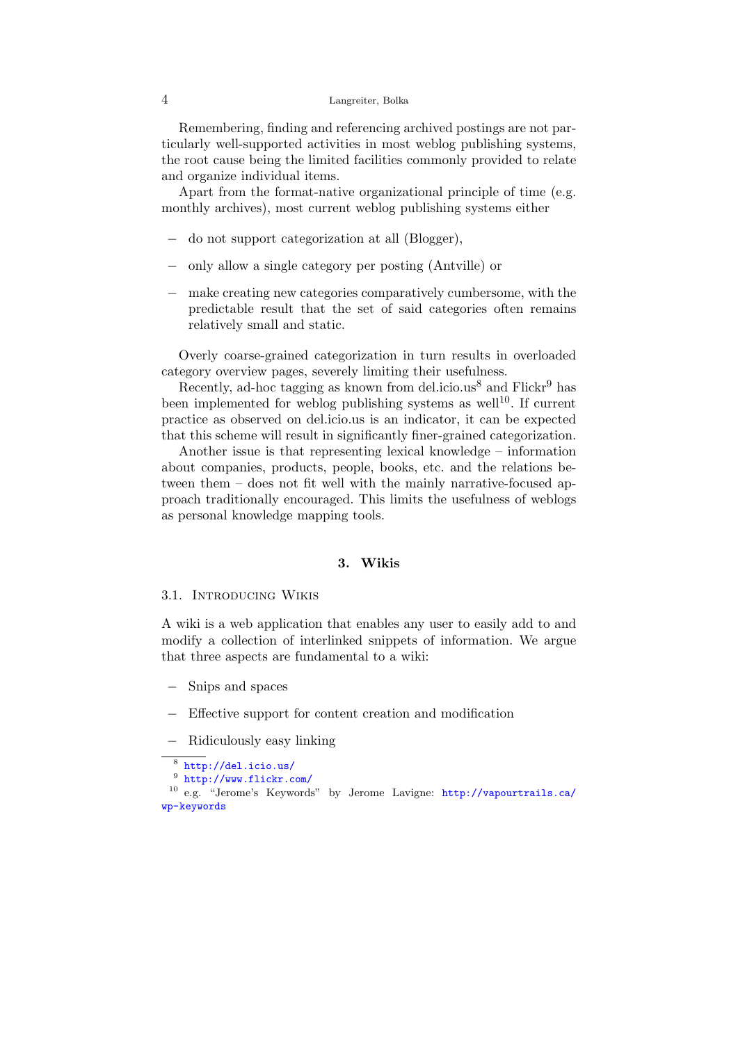Remembering, finding and referencing archived postings are not particularly well-supported activities in most weblog publishing systems, the root cause being the limited facilities commonly provided to relate and organize individual items.

Apart from the format-native organizational principle of time (e.g. monthly archives), most current weblog publishing systems either

- do not support categorization at all (Blogger),
- only allow a single category per posting (Antville) or
- make creating new categories comparatively cumbersome, with the predictable result that the set of said categories often remains relatively small and static.

Overly coarse-grained categorization in turn results in overloaded category overview pages, severely limiting their usefulness.

Recently, ad-hoc tagging as known from del.icio.us[8] and Flickr[9] has been implemented for weblog publishing systems as well[10]. If current practice as observed on del.icio.us is an indicator, it can be expected that this scheme will result in significantly finer-grained categorization.

Another issue is that representing lexical knowledge – information about companies, products, people, books, etc. and the relations between them – does not fit well with the mainly narrative-focused approach traditionally encouraged. This limits the usefulness of weblogs as personal knowledge mapping tools.

## 3. Wikis

### 3.1. Introducing Wikis

A wiki is a web application that enables any user to easily add to and modify a collection of interlinked snippets of information. We argue that three aspects are fundamental to a wiki:

- Snips and spaces
- Effective support for content creation and modification
- Ridiculously easy linking

---

[8] http://del.icio.us/

[9] http://www.flickr.com/

[10] e.g. “Jerome’s Keywords” by Jerome Lavigne: http://vapourtrails.ca/wp-keywords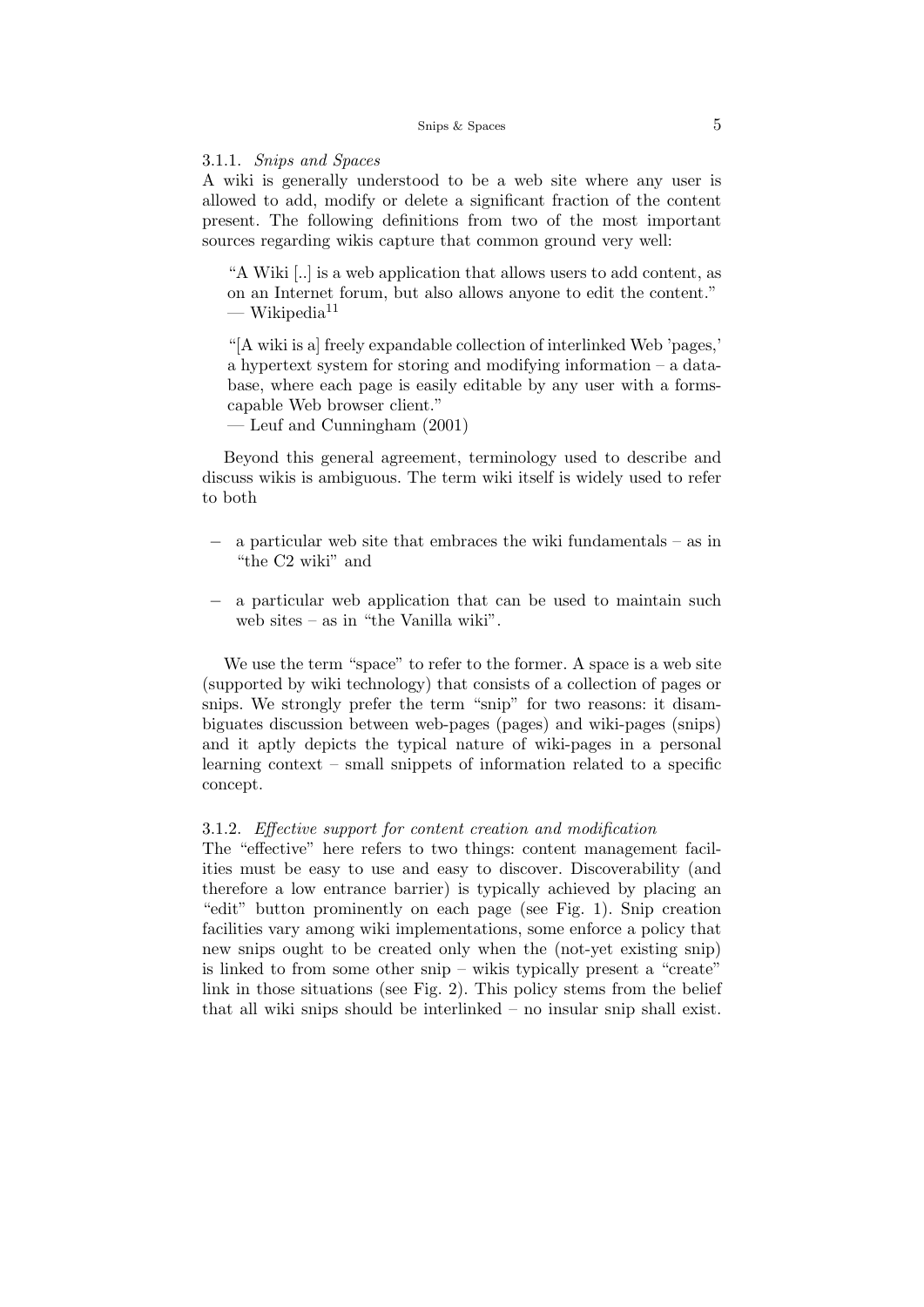#### 3.1.1. *Snips and Spaces*

A wiki is generally understood to be a web site where any user is allowed to add, modify or delete a significant fraction of the content present. The following definitions from two of the most important sources regarding wikis capture that common ground very well:

> "A Wiki [..] is a web application that allows users to add content, as on an Internet forum, but also allows anyone to edit the content."
> — Wikipedia[11]

> "[A wiki is a] freely expandable collection of interlinked Web 'pages,' a hypertext system for storing and modifying information – a database, where each page is easily editable by any user with a forms-capable Web browser client."
> — Leuf and Cunningham (2001)

Beyond this general agreement, terminology used to describe and discuss wikis is ambiguous. The term wiki itself is widely used to refer to both

- a particular web site that embraces the wiki fundamentals – as in "the C2 wiki" and
- a particular web application that can be used to maintain such web sites – as in "the Vanilla wiki".

We use the term "space" to refer to the former. A space is a web site (supported by wiki technology) that consists of a collection of pages or snips. We strongly prefer the term "snip" for two reasons: it disambiguates discussion between web-pages (pages) and wiki-pages (snips) and it aptly depicts the typical nature of wiki-pages in a personal learning context – small snippets of information related to a specific concept.

#### 3.1.2. *Effective support for content creation and modification*

The "effective" here refers to two things: content management facilities must be easy to use and easy to discover. Discoverability (and therefore a low entrance barrier) is typically achieved by placing an "edit" button prominently on each page (see Fig. 1). Snip creation facilities vary among wiki implementations, some enforce a policy that new snips ought to be created only when the (not-yet existing snip) is linked to from some other snip – wikis typically present a "create" link in those situations (see Fig. 2). This policy stems from the belief that all wiki snips should be interlinked – no insular snip shall exist.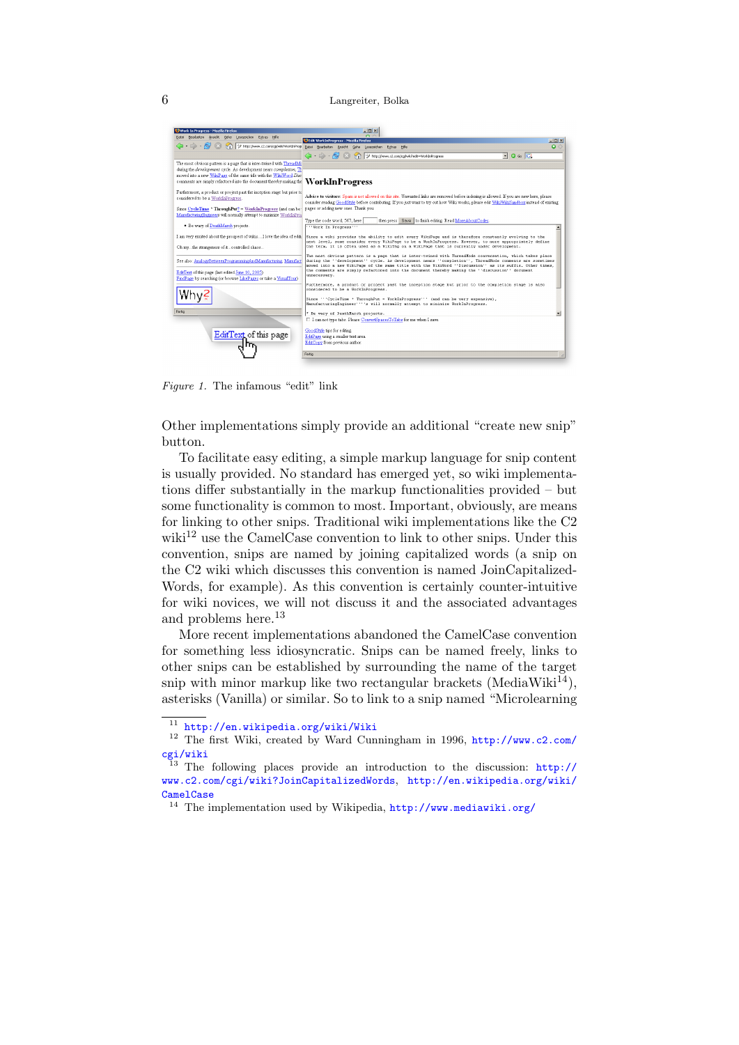*Figure 1.* The infamous “edit” link

Other implementations simply provide an additional “create new snip” button.

To facilitate easy editing, a simple markup language for snip content is usually provided. No standard has emerged yet, so wiki implementations differ substantially in the markup functionalities provided – but some functionality is common to most. Important, obviously, are means for linking to other snips. Traditional wiki implementations like the C2 wiki[12] use the CamelCase convention to link to other snips. Under this convention, snips are named by joining capitalized words (a snip on the C2 wiki which discusses this convention is named JoinCapitalizedWords, for example). As this convention is certainly counter-intuitive for wiki novices, we will not discuss it and the associated advantages and problems here.[13]

More recent implementations abandoned the CamelCase convention for something less idiosyncratic. Snips can be named freely, links to other snips can be established by surrounding the name of the target snip with minor markup like two rectangular brackets (MediaWiki[14]), asterisks (Vanilla) or similar. So to link to a snip named “Microlearning

---

[11] http://en.wikipedia.org/wiki/Wiki

[12] The first Wiki, created by Ward Cunningham in 1996, http://www.c2.com/cgi/wiki

[13] The following places provide an introduction to the discussion: http://www.c2.com/cgi/wiki?JoinCapitalizedWords, http://en.wikipedia.org/wiki/CamelCase

[14] The implementation used by Wikipedia, http://www.mediawiki.org/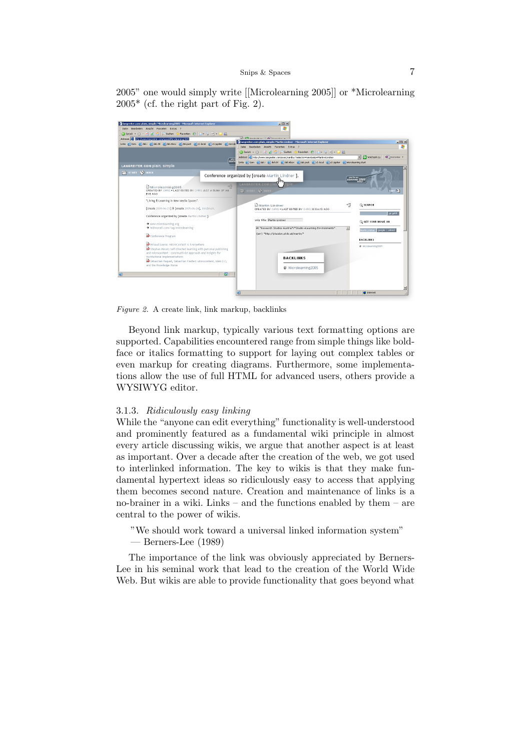2005" one would simply write [[Microlearning 2005]] or *Microlearning 2005* (cf. the right part of Fig. 2).

*Figure 2.* A create link, link markup, backlinks

Beyond link markup, typically various text formatting options are supported. Capabilities encountered range from simple things like boldface or italics formatting to support for laying out complex tables or even markup for creating diagrams. Furthermore, some implementations allow the use of full HTML for advanced users, others provide a WYSIWYG editor.

### 3.1.3. *Ridiculously easy linking*

While the "anyone can edit everything" functionality is well-understood and prominently featured as a fundamental wiki principle in almost every article discussing wikis, we argue that another aspect is at least as important. Over a decade after the creation of the web, we got used to interlinked information. The key to wikis is that they make fundamental hypertext ideas so ridiculously easy to access that applying them becomes second nature. Creation and maintenance of links is a no-brainer in a wiki. Links – and the functions enabled by them – are central to the power of wikis.

> "We should work toward a universal linked information system"
> — Berners-Lee (1989)

The importance of the link was obviously appreciated by Berners-Lee in his seminal work that lead to the creation of the World Wide Web. But wikis are able to provide functionality that goes beyond what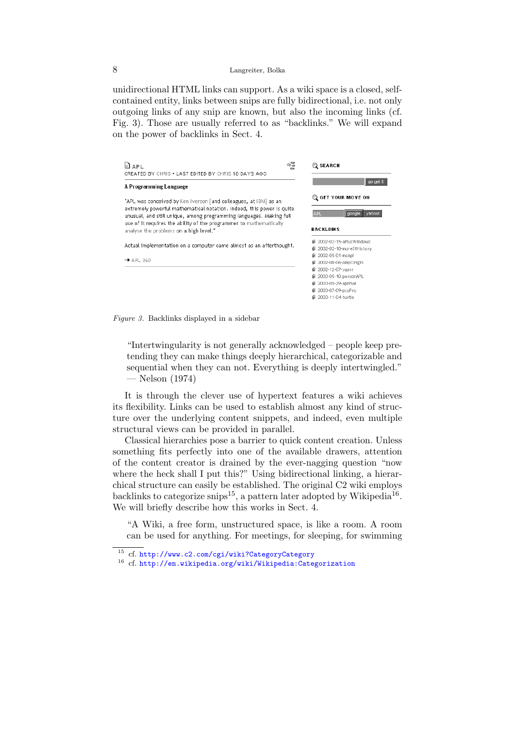unidirectional HTML links can support. As a wiki space is a closed, self-contained entity, links between snips are fully bidirectional, i.e. not only outgoing links of any snip are known, but also the incoming links (cf. Fig. 3). Those are usually referred to as "backlinks." We will expand on the power of backlinks in Sect. 4.

*Figure 3.* Backlinks displayed in a sidebar

> "Intertwingularity is not generally acknowledged – people keep pretending they can make things deeply hierarchical, categorizable and sequential when they can not. Everything is deeply intertwingled."
> — Nelson (1974)

It is through the clever use of hypertext features a wiki achieves its flexibility. Links can be used to establish almost any kind of structure over the underlying content snippets, and indeed, even multiple structural views can be provided in parallel.

Classical hierarchies pose a barrier to quick content creation. Unless something fits perfectly into one of the available drawers, attention of the content creator is drained by the ever-nagging question "now where the heck shall I put this?" Using bidirectional linking, a hierarchical structure can easily be established. The original C2 wiki employs backlinks to categorize snips[15], a pattern later adopted by Wikipedia[16]. We will briefly describe how this works in Sect. 4.

> "A Wiki, a free form, unstructured space, is like a room. A room can be used for anything. For meetings, for sleeping, for swimming

[15] cf. http://www.c2.com/cgi/wiki?CategoryCategory

[16] cf. http://en.wikipedia.org/wiki/Wikipedia:Categorization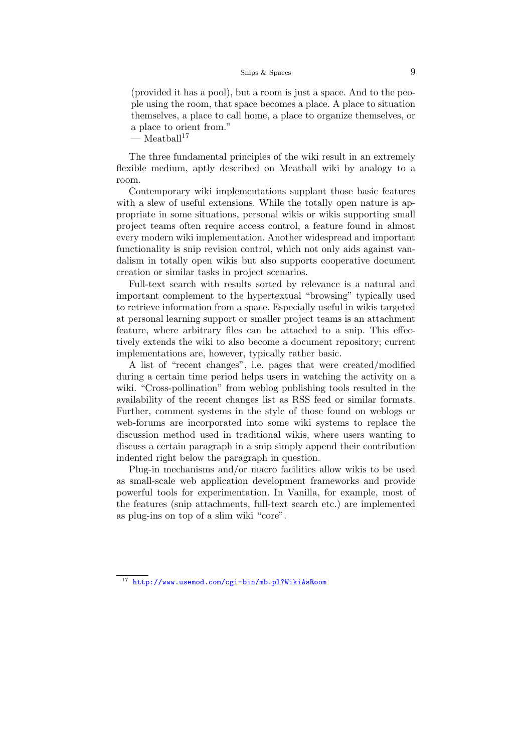(provided it has a pool), but a room is just a space. And to the people using the room, that space becomes a place. A place to situation themselves, a place to call home, a place to organize themselves, or a place to orient from."
— Meatball[17]

The three fundamental principles of the wiki result in an extremely flexible medium, aptly described on Meatball wiki by analogy to a room.

Contemporary wiki implementations supplant those basic features with a slew of useful extensions. While the totally open nature is appropriate in some situations, personal wikis or wikis supporting small project teams often require access control, a feature found in almost every modern wiki implementation. Another widespread and important functionality is snip revision control, which not only aids against vandalism in totally open wikis but also supports cooperative document creation or similar tasks in project scenarios.

Full-text search with results sorted by relevance is a natural and important complement to the hypertextual "browsing" typically used to retrieve information from a space. Especially useful in wikis targeted at personal learning support or smaller project teams is an attachment feature, where arbitrary files can be attached to a snip. This effectively extends the wiki to also become a document repository; current implementations are, however, typically rather basic.

A list of "recent changes", i.e. pages that were created/modified during a certain time period helps users in watching the activity on a wiki. "Cross-pollination" from weblog publishing tools resulted in the availability of the recent changes list as RSS feed or similar formats. Further, comment systems in the style of those found on weblogs or web-forums are incorporated into some wiki systems to replace the discussion method used in traditional wikis, where users wanting to discuss a certain paragraph in a snip simply append their contribution indented right below the paragraph in question.

Plug-in mechanisms and/or macro facilities allow wikis to be used as small-scale web application development frameworks and provide powerful tools for experimentation. In Vanilla, for example, most of the features (snip attachments, full-text search etc.) are implemented as plug-ins on top of a slim wiki "core".

[17] http://www.usemod.com/cgi-bin/mb.pl?WikiAsRoom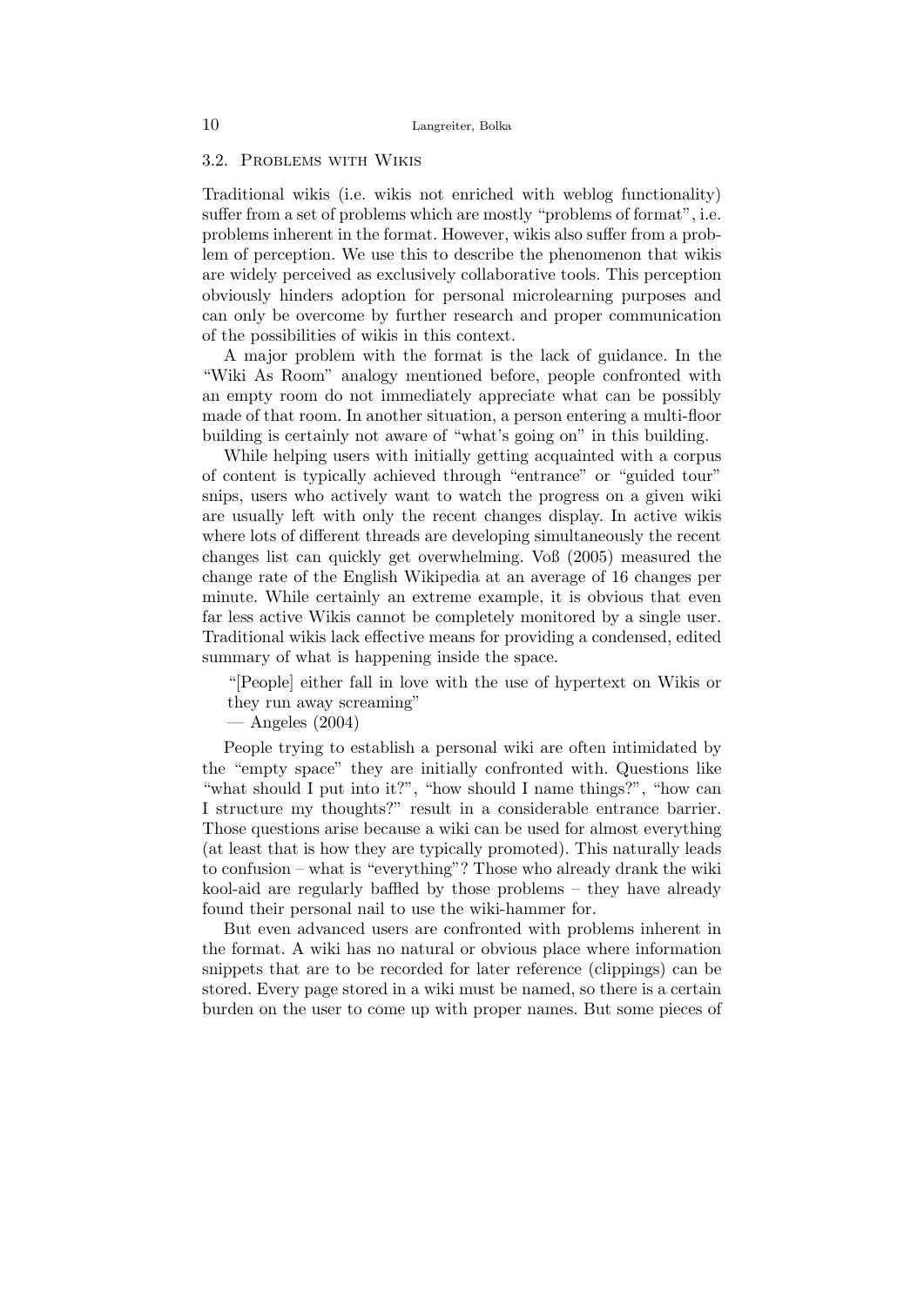### 3.2. Problems with Wikis

Traditional wikis (i.e. wikis not enriched with weblog functionality) suffer from a set of problems which are mostly "problems of format", i.e. problems inherent in the format. However, wikis also suffer from a problem of perception. We use this to describe the phenomenon that wikis are widely perceived as exclusively collaborative tools. This perception obviously hinders adoption for personal microlearning purposes and can only be overcome by further research and proper communication of the possibilities of wikis in this context.

A major problem with the format is the lack of guidance. In the "Wiki As Room" analogy mentioned before, people confronted with an empty room do not immediately appreciate what can be possibly made of that room. In another situation, a person entering a multi-floor building is certainly not aware of "what's going on" in this building.

While helping users with initially getting acquainted with a corpus of content is typically achieved through "entrance" or "guided tour" snips, users who actively want to watch the progress on a given wiki are usually left with only the recent changes display. In active wikis where lots of different threads are developing simultaneously the recent changes list can quickly get overwhelming. Voß (2005) measured the change rate of the English Wikipedia at an average of 16 changes per minute. While certainly an extreme example, it is obvious that even far less active Wikis cannot be completely monitored by a single user. Traditional wikis lack effective means for providing a condensed, edited summary of what is happening inside the space.

> "[People] either fall in love with the use of hypertext on Wikis or they run away screaming"
> — Angeles (2004)

People trying to establish a personal wiki are often intimidated by the "empty space" they are initially confronted with. Questions like "what should I put into it?", "how should I name things?", "how can I structure my thoughts?" result in a considerable entrance barrier. Those questions arise because a wiki can be used for almost everything (at least that is how they are typically promoted). This naturally leads to confusion – what is "everything"? Those who already drank the wiki kool-aid are regularly baffled by those problems – they have already found their personal nail to use the wiki-hammer for.

But even advanced users are confronted with problems inherent in the format. A wiki has no natural or obvious place where information snippets that are to be recorded for later reference (clippings) can be stored. Every page stored in a wiki must be named, so there is a certain burden on the user to come up with proper names. But some pieces of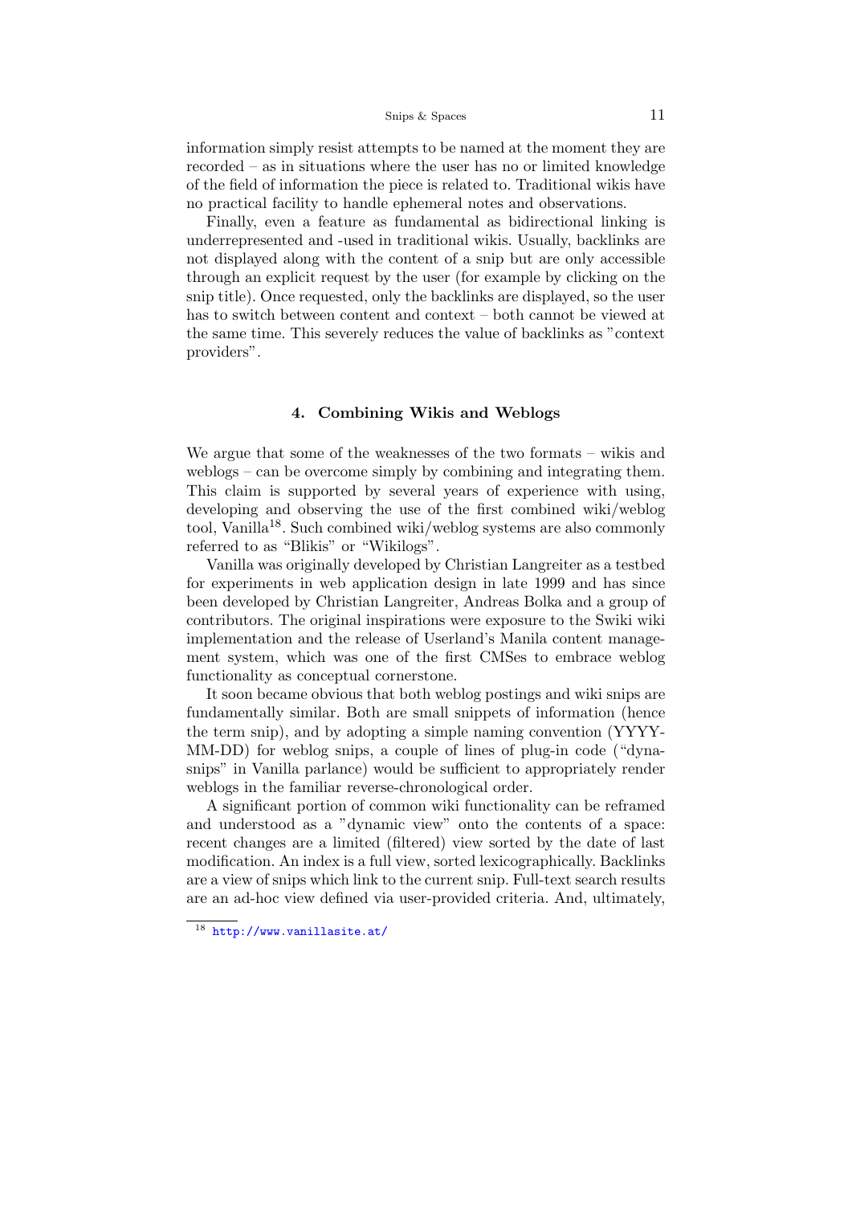information simply resist attempts to be named at the moment they are recorded – as in situations where the user has no or limited knowledge of the field of information the piece is related to. Traditional wikis have no practical facility to handle ephemeral notes and observations.

Finally, even a feature as fundamental as bidirectional linking is underrepresented and -used in traditional wikis. Usually, backlinks are not displayed along with the content of a snip but are only accessible through an explicit request by the user (for example by clicking on the snip title). Once requested, only the backlinks are displayed, so the user has to switch between content and context – both cannot be viewed at the same time. This severely reduces the value of backlinks as "context providers".

## 4. Combining Wikis and Weblogs

We argue that some of the weaknesses of the two formats – wikis and weblogs – can be overcome simply by combining and integrating them. This claim is supported by several years of experience with using, developing and observing the use of the first combined wiki/weblog tool, Vanilla[18]. Such combined wiki/weblog systems are also commonly referred to as "Blikis" or "Wikilogs".

Vanilla was originally developed by Christian Langreiter as a testbed for experiments in web application design in late 1999 and has since been developed by Christian Langreiter, Andreas Bolka and a group of contributors. The original inspirations were exposure to the Swiki wiki implementation and the release of Userland's Manila content management system, which was one of the first CMSes to embrace weblog functionality as conceptual cornerstone.

It soon became obvious that both weblog postings and wiki snips are fundamentally similar. Both are small snippets of information (hence the term snip), and by adopting a simple naming convention (YYYY-MM-DD) for weblog snips, a couple of lines of plug-in code ("dyna-snips" in Vanilla parlance) would be sufficient to appropriately render weblogs in the familiar reverse-chronological order.

A significant portion of common wiki functionality can be reframed and understood as a "dynamic view" onto the contents of a space: recent changes are a limited (filtered) view sorted by the date of last modification. An index is a full view, sorted lexicographically. Backlinks are a view of snips which link to the current snip. Full-text search results are an ad-hoc view defined via user-provided criteria. And, ultimately,

[18] http://www.vanillasite.at/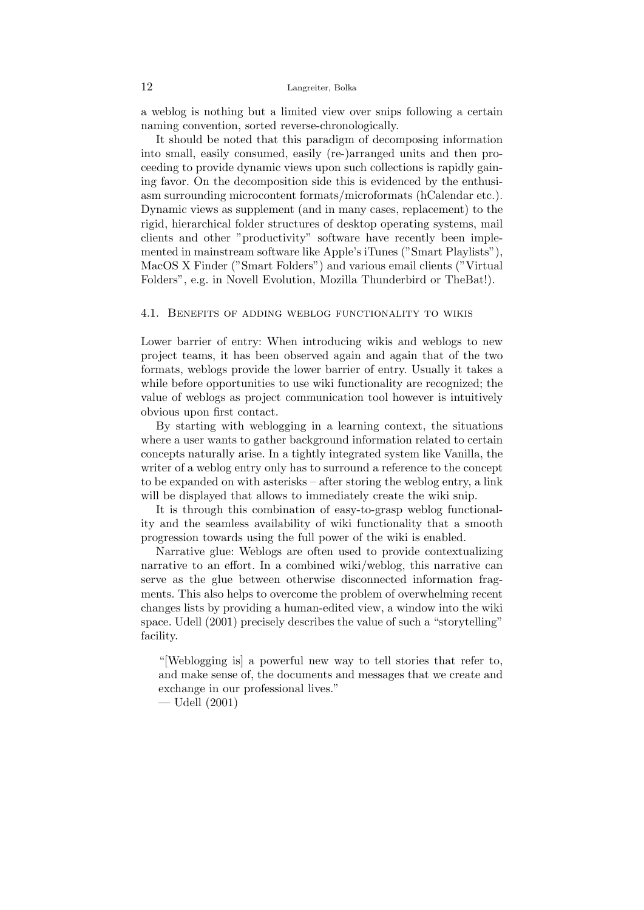a weblog is nothing but a limited view over snips following a certain naming convention, sorted reverse-chronologically.

It should be noted that this paradigm of decomposing information into small, easily consumed, easily (re-)arranged units and then proceeding to provide dynamic views upon such collections is rapidly gaining favor. On the decomposition side this is evidenced by the enthusiasm surrounding microcontent formats/microformats (hCalendar etc.). Dynamic views as supplement (and in many cases, replacement) to the rigid, hierarchical folder structures of desktop operating systems, mail clients and other "productivity" software have recently been implemented in mainstream software like Apple's iTunes ("Smart Playlists"), MacOS X Finder ("Smart Folders") and various email clients ("Virtual Folders", e.g. in Novell Evolution, Mozilla Thunderbird or TheBat!).

### 4.1. Benefits of adding weblog functionality to wikis

Lower barrier of entry: When introducing wikis and weblogs to new project teams, it has been observed again and again that of the two formats, weblogs provide the lower barrier of entry. Usually it takes a while before opportunities to use wiki functionality are recognized; the value of weblogs as project communication tool however is intuitively obvious upon first contact.

By starting with weblogging in a learning context, the situations where a user wants to gather background information related to certain concepts naturally arise. In a tightly integrated system like Vanilla, the writer of a weblog entry only has to surround a reference to the concept to be expanded on with asterisks – after storing the weblog entry, a link will be displayed that allows to immediately create the wiki snip.

It is through this combination of easy-to-grasp weblog functionality and the seamless availability of wiki functionality that a smooth progression towards using the full power of the wiki is enabled.

Narrative glue: Weblogs are often used to provide contextualizing narrative to an effort. In a combined wiki/weblog, this narrative can serve as the glue between otherwise disconnected information fragments. This also helps to overcome the problem of overwhelming recent changes lists by providing a human-edited view, a window into the wiki space. Udell (2001) precisely describes the value of such a "storytelling" facility.

> "[Weblogging is] a powerful new way to tell stories that refer to, and make sense of, the documents and messages that we create and exchange in our professional lives."
> — Udell (2001)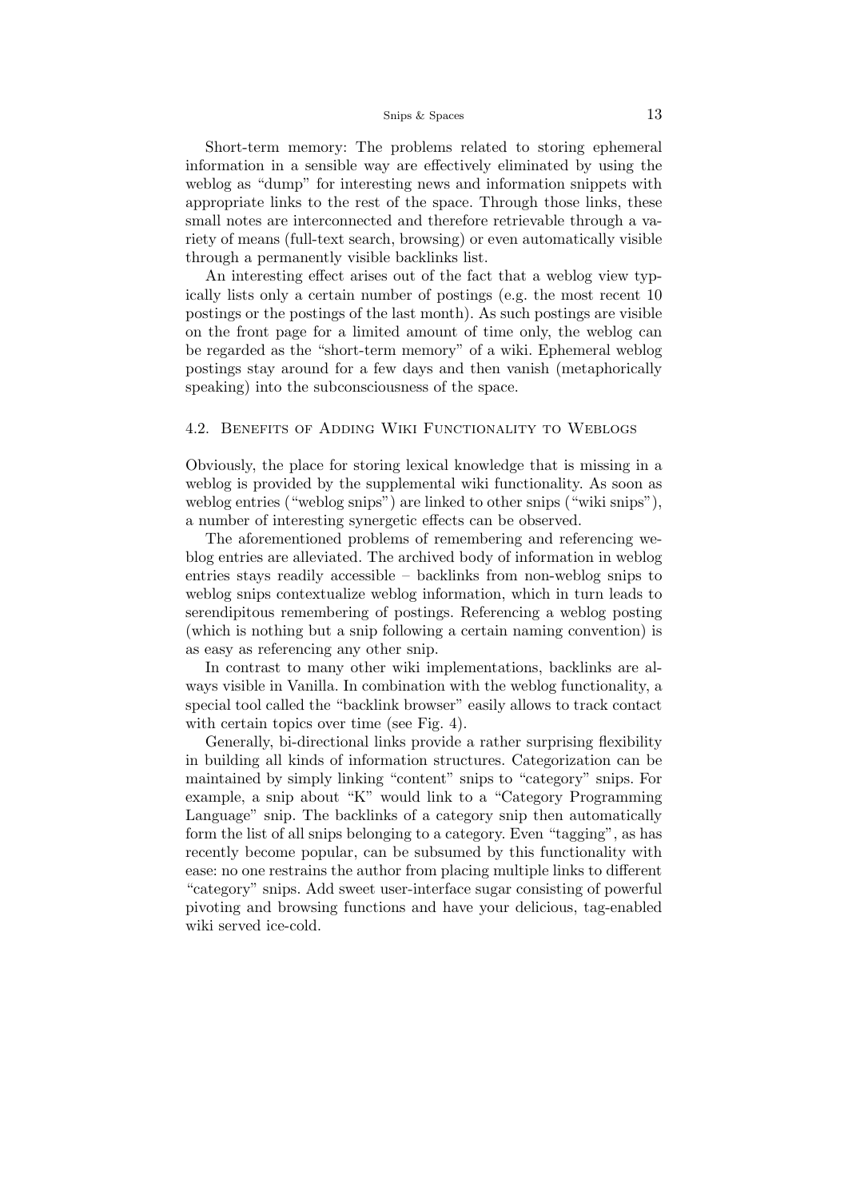Short-term memory: The problems related to storing ephemeral information in a sensible way are effectively eliminated by using the weblog as "dump" for interesting news and information snippets with appropriate links to the rest of the space. Through those links, these small notes are interconnected and therefore retrievable through a variety of means (full-text search, browsing) or even automatically visible through a permanently visible backlinks list.

An interesting effect arises out of the fact that a weblog view typically lists only a certain number of postings (e.g. the most recent 10 postings or the postings of the last month). As such postings are visible on the front page for a limited amount of time only, the weblog can be regarded as the "short-term memory" of a wiki. Ephemeral weblog postings stay around for a few days and then vanish (metaphorically speaking) into the subconsciousness of the space.

### 4.2. Benefits of Adding Wiki Functionality to Weblogs

Obviously, the place for storing lexical knowledge that is missing in a weblog is provided by the supplemental wiki functionality. As soon as weblog entries ("weblog snips") are linked to other snips ("wiki snips"), a number of interesting synergetic effects can be observed.

The aforementioned problems of remembering and referencing weblog entries are alleviated. The archived body of information in weblog entries stays readily accessible – backlinks from non-weblog snips to weblog snips contextualize weblog information, which in turn leads to serendipitous remembering of postings. Referencing a weblog posting (which is nothing but a snip following a certain naming convention) is as easy as referencing any other snip.

In contrast to many other wiki implementations, backlinks are always visible in Vanilla. In combination with the weblog functionality, a special tool called the "backlink browser" easily allows to track contact with certain topics over time (see Fig. 4).

Generally, bi-directional links provide a rather surprising flexibility in building all kinds of information structures. Categorization can be maintained by simply linking "content" snips to "category" snips. For example, a snip about "K" would link to a "Category Programming Language" snip. The backlinks of a category snip then automatically form the list of all snips belonging to a category. Even "tagging", as has recently become popular, can be subsumed by this functionality with ease: no one restrains the author from placing multiple links to different "category" snips. Add sweet user-interface sugar consisting of powerful pivoting and browsing functions and have your delicious, tag-enabled wiki served ice-cold.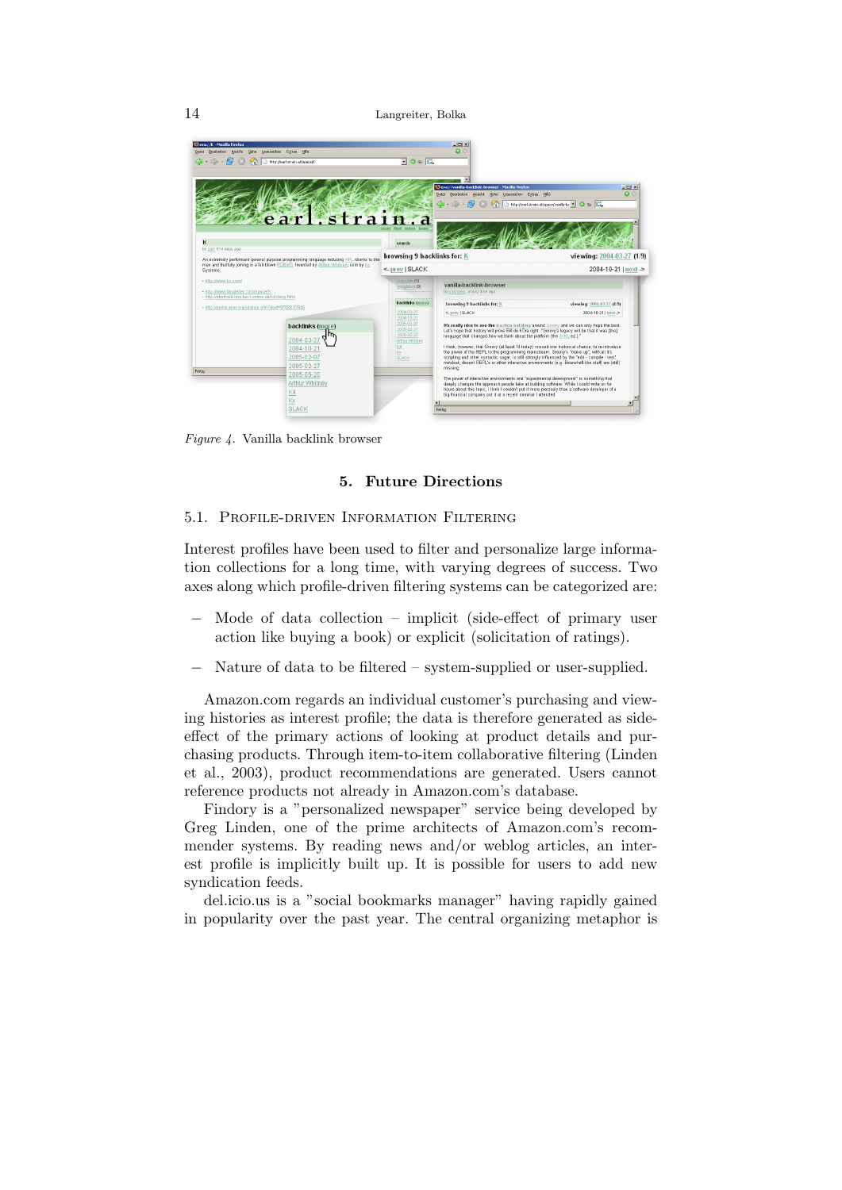*Figure 4.* Vanilla backlink browser

## 5. Future Directions

### 5.1. Profile-driven Information Filtering

Interest profiles have been used to filter and personalize large information collections for a long time, with varying degrees of success. Two axes along which profile-driven filtering systems can be categorized are:

- Mode of data collection – implicit (side-effect of primary user action like buying a book) or explicit (solicitation of ratings).
- Nature of data to be filtered – system-supplied or user-supplied.

Amazon.com regards an individual customer's purchasing and viewing histories as interest profile; the data is therefore generated as side-effect of the primary actions of looking at product details and purchasing products. Through item-to-item collaborative filtering (Linden et al., 2003), product recommendations are generated. Users cannot reference products not already in Amazon.com's database.

Findory is a "personalized newspaper" service being developed by Greg Linden, one of the prime architects of Amazon.com's recommender systems. By reading news and/or weblog articles, an interest profile is implicitly built up. It is possible for users to add new syndication feeds.

del.icio.us is a "social bookmarks manager" having rapidly gained in popularity over the past year. The central organizing metaphor is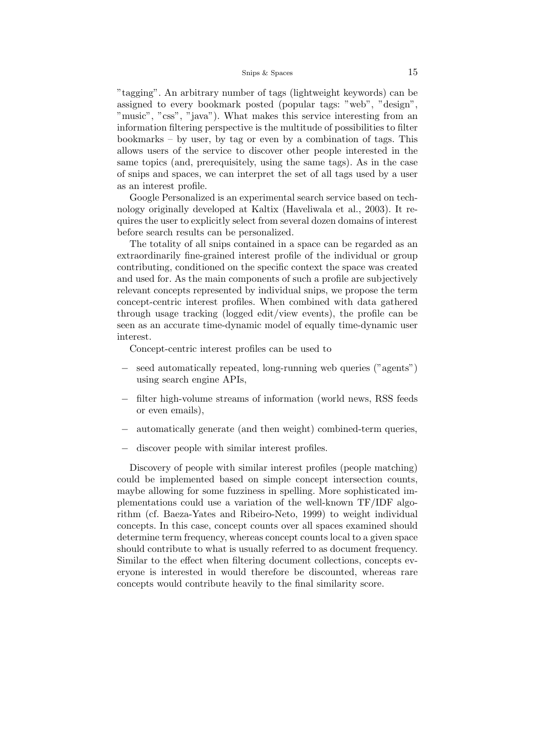"tagging". An arbitrary number of tags (lightweight keywords) can be assigned to every bookmark posted (popular tags: "web", "design", "music", "css", "java"). What makes this service interesting from an information filtering perspective is the multitude of possibilities to filter bookmarks – by user, by tag or even by a combination of tags. This allows users of the service to discover other people interested in the same topics (and, prerequisitely, using the same tags). As in the case of snips and spaces, we can interpret the set of all tags used by a user as an interest profile.

Google Personalized is an experimental search service based on technology originally developed at Kaltix (Haveliwala et al., 2003). It requires the user to explicitly select from several dozen domains of interest before search results can be personalized.

The totality of all snips contained in a space can be regarded as an extraordinarily fine-grained interest profile of the individual or group contributing, conditioned on the specific context the space was created and used for. As the main components of such a profile are subjectively relevant concepts represented by individual snips, we propose the term concept-centric interest profiles. When combined with data gathered through usage tracking (logged edit/view events), the profile can be seen as an accurate time-dynamic model of equally time-dynamic user interest.

Concept-centric interest profiles can be used to

- seed automatically repeated, long-running web queries ("agents") using search engine APIs,
- filter high-volume streams of information (world news, RSS feeds or even emails),
- automatically generate (and then weight) combined-term queries,
- discover people with similar interest profiles.

Discovery of people with similar interest profiles (people matching) could be implemented based on simple concept intersection counts, maybe allowing for some fuzziness in spelling. More sophisticated implementations could use a variation of the well-known TF/IDF algorithm (cf. Baeza-Yates and Ribeiro-Neto, 1999) to weight individual concepts. In this case, concept counts over all spaces examined should determine term frequency, whereas concept counts local to a given space should contribute to what is usually referred to as document frequency. Similar to the effect when filtering document collections, concepts everyone is interested in would therefore be discounted, whereas rare concepts would contribute heavily to the final similarity score.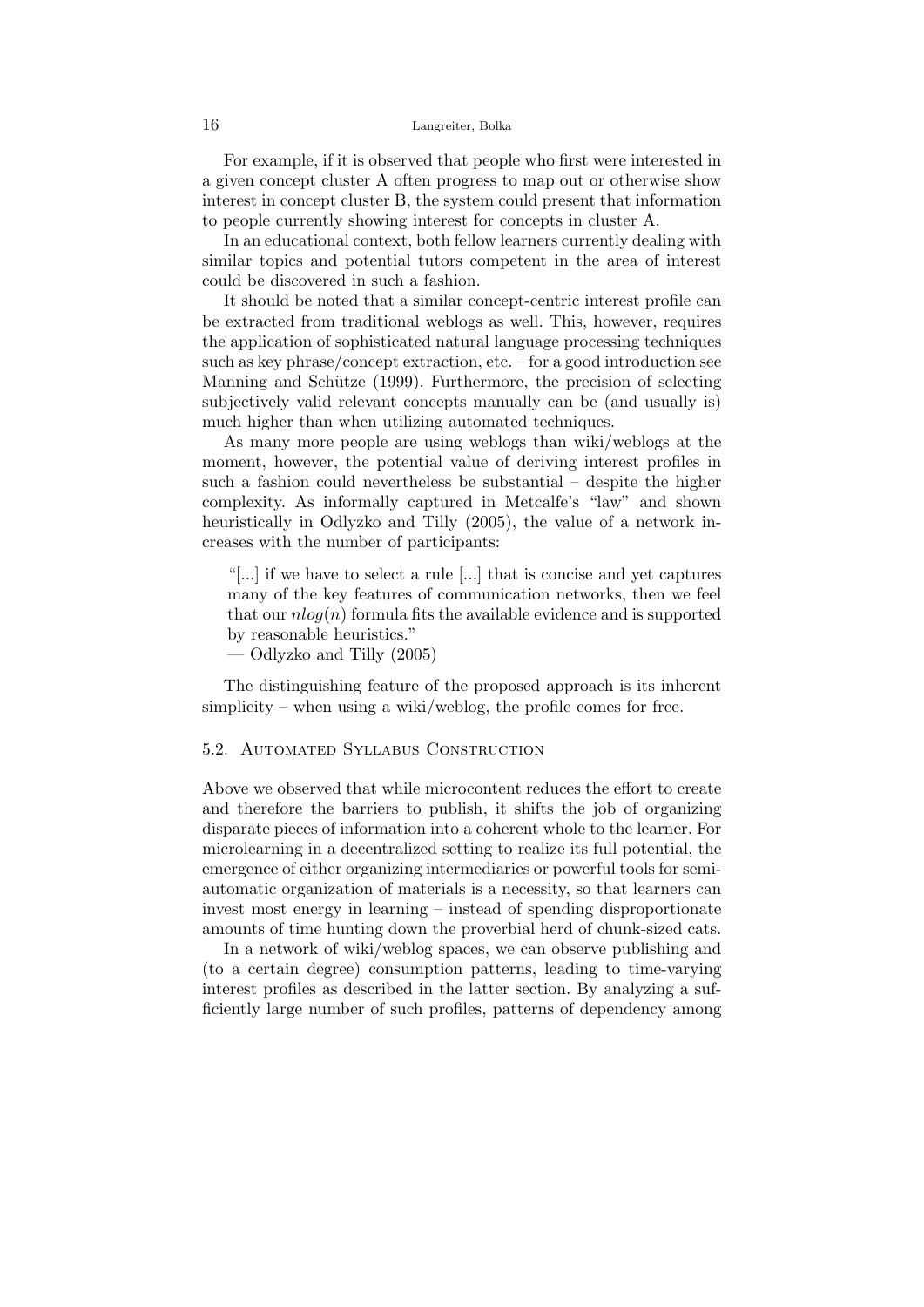For example, if it is observed that people who first were interested in a given concept cluster A often progress to map out or otherwise show interest in concept cluster B, the system could present that information to people currently showing interest for concepts in cluster A.

In an educational context, both fellow learners currently dealing with similar topics and potential tutors competent in the area of interest could be discovered in such a fashion.

It should be noted that a similar concept-centric interest profile can be extracted from traditional weblogs as well. This, however, requires the application of sophisticated natural language processing techniques such as key phrase/concept extraction, etc. – for a good introduction see Manning and Schütze (1999). Furthermore, the precision of selecting subjectively valid relevant concepts manually can be (and usually is) much higher than when utilizing automated techniques.

As many more people are using weblogs than wiki/weblogs at the moment, however, the potential value of deriving interest profiles in such a fashion could nevertheless be substantial – despite the higher complexity. As informally captured in Metcalfe's "law" and shown heuristically in Odlyzko and Tilly (2005), the value of a network increases with the number of participants:

> "[...] if we have to select a rule [...] that is concise and yet captures many of the key features of communication networks, then we feel that our $nlog(n)$ formula fits the available evidence and is supported by reasonable heuristics."
> — Odlyzko and Tilly (2005)

The distinguishing feature of the proposed approach is its inherent simplicity – when using a wiki/weblog, the profile comes for free.

### 5.2. Automated Syllabus Construction

Above we observed that while microcontent reduces the effort to create and therefore the barriers to publish, it shifts the job of organizing disparate pieces of information into a coherent whole to the learner. For microlearning in a decentralized setting to realize its full potential, the emergence of either organizing intermediaries or powerful tools for semi-automatic organization of materials is a necessity, so that learners can invest most energy in learning – instead of spending disproportionate amounts of time hunting down the proverbial herd of chunk-sized cats.

In a network of wiki/weblog spaces, we can observe publishing and (to a certain degree) consumption patterns, leading to time-varying interest profiles as described in the latter section. By analyzing a sufficiently large number of such profiles, patterns of dependency among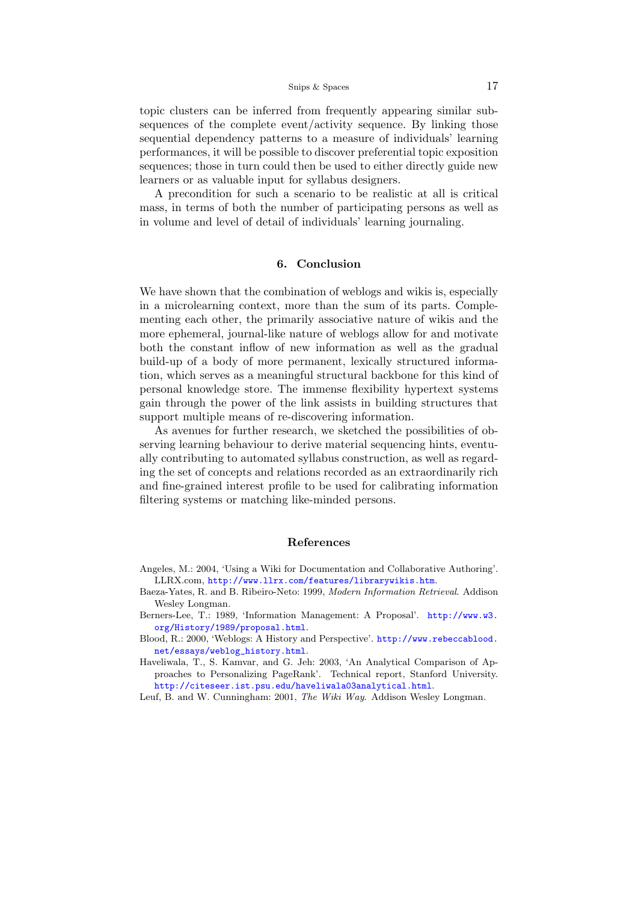topic clusters can be inferred from frequently appearing similar subsequences of the complete event/activity sequence. By linking those sequential dependency patterns to a measure of individuals' learning performances, it will be possible to discover preferential topic exposition sequences; those in turn could then be used to either directly guide new learners or as valuable input for syllabus designers.

A precondition for such a scenario to be realistic at all is critical mass, in terms of both the number of participating persons as well as in volume and level of detail of individuals' learning journaling.

## 6. Conclusion

We have shown that the combination of weblogs and wikis is, especially in a microlearning context, more than the sum of its parts. Complementing each other, the primarily associative nature of wikis and the more ephemeral, journal-like nature of weblogs allow for and motivate both the constant inflow of new information as well as the gradual build-up of a body of more permanent, lexically structured information, which serves as a meaningful structural backbone for this kind of personal knowledge store. The immense flexibility hypertext systems gain through the power of the link assists in building structures that support multiple means of re-discovering information.

As avenues for further research, we sketched the possibilities of observing learning behaviour to derive material sequencing hints, eventually contributing to automated syllabus construction, as well as regarding the set of concepts and relations recorded as an extraordinarily rich and fine-grained interest profile to be used for calibrating information filtering systems or matching like-minded persons.

## References

Angeles, M.: 2004, 'Using a Wiki for Documentation and Collaborative Authoring'. LLRX.com, http://www.llrx.com/features/librarywikis.htm.

Baeza-Yates, R. and B. Ribeiro-Neto: 1999, *Modern Information Retrieval*. Addison Wesley Longman.

Berners-Lee, T.: 1989, 'Information Management: A Proposal'. http://www.w3.org/History/1989/proposal.html.

Blood, R.: 2000, 'Weblogs: A History and Perspective'. http://www.rebeccablood.net/essays/weblog_history.html.

Haveliwala, T., S. Kamvar, and G. Jeh: 2003, 'An Analytical Comparison of Approaches to Personalizing PageRank'. Technical report, Stanford University. http://citeseer.ist.psu.edu/haveliwala03analytical.html.

Leuf, B. and W. Cunningham: 2001, *The Wiki Way*. Addison Wesley Longman.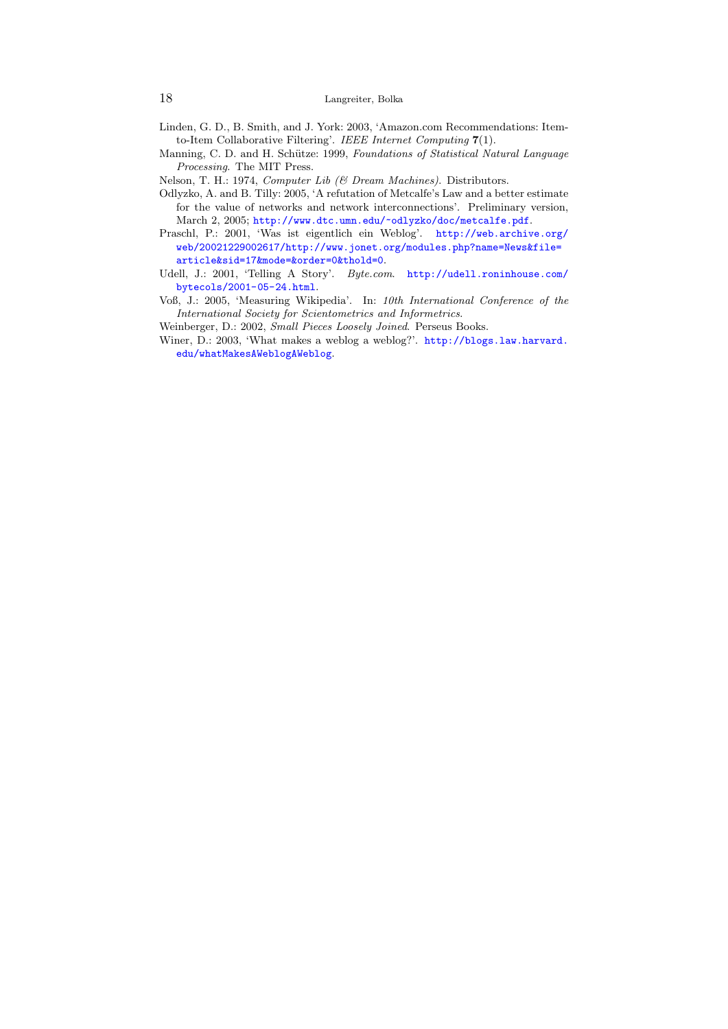Linden, G. D., B. Smith, and J. York: 2003, 'Amazon.com Recommendations: Item-to-Item Collaborative Filtering'. *IEEE Internet Computing* **7**(1).

Manning, C. D. and H. Schütze: 1999, *Foundations of Statistical Natural Language Processing*. The MIT Press.

Nelson, T. H.: 1974, *Computer Lib (& Dream Machines)*. Distributors.

Odlyzko, A. and B. Tilly: 2005, 'A refutation of Metcalfe's Law and a better estimate for the value of networks and network interconnections'. Preliminary version, March 2, 2005; http://www.dtc.umn.edu/~odlyzko/doc/metcalfe.pdf.

Praschl, P.: 2001, 'Was ist eigentlich ein Weblog'. http://web.archive.org/web/20021229002617/http://www.jonet.org/modules.php?name=News&file=article&sid=17&mode=&order=0&thold=0.

Udell, J.: 2001, 'Telling A Story'. *Byte.com*. http://udell.roninhouse.com/bytecols/2001-05-24.html.

Voß, J.: 2005, 'Measuring Wikipedia'. In: *10th International Conference of the International Society for Scientometrics and Informetrics*.

Weinberger, D.: 2002, *Small Pieces Loosely Joined*. Perseus Books.

Winer, D.: 2003, 'What makes a weblog a weblog?'. http://blogs.law.harvard.edu/whatMakesAWeblogAWeblog.